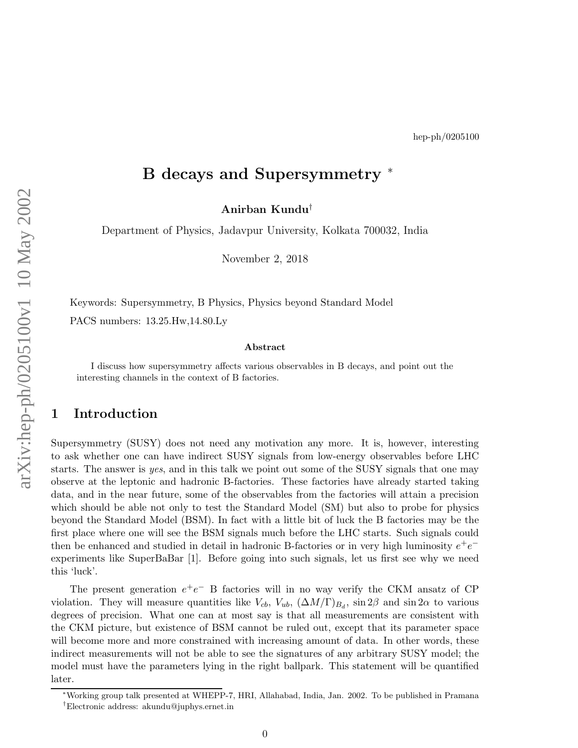hep-ph/0205100

# B decays and Supersymmetry [*]

**Anirban Kundu**[†]

Department of Physics, Jadavpur University, Kolkata 700032, India

November 2, 2018

Keywords: Supersymmetry, B Physics, Physics beyond Standard Model

PACS numbers: 13.25.Hw,14.80.Ly

### Abstract

I discuss how supersymmetry affects various observables in B decays, and point out the interesting channels in the context of B factories.

## 1 Introduction

Supersymmetry (SUSY) does not need any motivation any more. It is, however, interesting to ask whether one can have indirect SUSY signals from low-energy observables before LHC starts. The answer is *yes*, and in this talk we point out some of the SUSY signals that one may observe at the leptonic and hadronic B-factories. These factories have already started taking data, and in the near future, some of the observables from the factories will attain a precision which should be able not only to test the Standard Model (SM) but also to probe for physics beyond the Standard Model (BSM). In fact with a little bit of luck the B factories may be the first place where one will see the BSM signals much before the LHC starts. Such signals could then be enhanced and studied in detail in hadronic B-factories or in very high luminosity $e^+e^-$ experiments like SuperBaBar [1]. Before going into such signals, let us first see why we need this 'luck'.

The present generation $e^+e^-$ B factories will in no way verify the CKM ansatz of CP violation. They will measure quantities like $V_{cb}$, $V_{ub}$, $(\Delta M/\Gamma)_{B_d}$, $\sin 2\beta$ and $\sin 2\alpha$ to various degrees of precision. What one can at most say is that all measurements are consistent with the CKM picture, but existence of BSM cannot be ruled out, except that its parameter space will become more and more constrained with increasing amount of data. In other words, these indirect measurements will not be able to see the signatures of any arbitrary SUSY model; the model must have the parameters lying in the right ballpark. This statement will be quantified later.

[*] Working group talk presented at WHEPP-7, HRI, Allahabad, India, Jan. 2002. To be published in Pramana

[†] Electronic address: akundu@juphys.ernet.in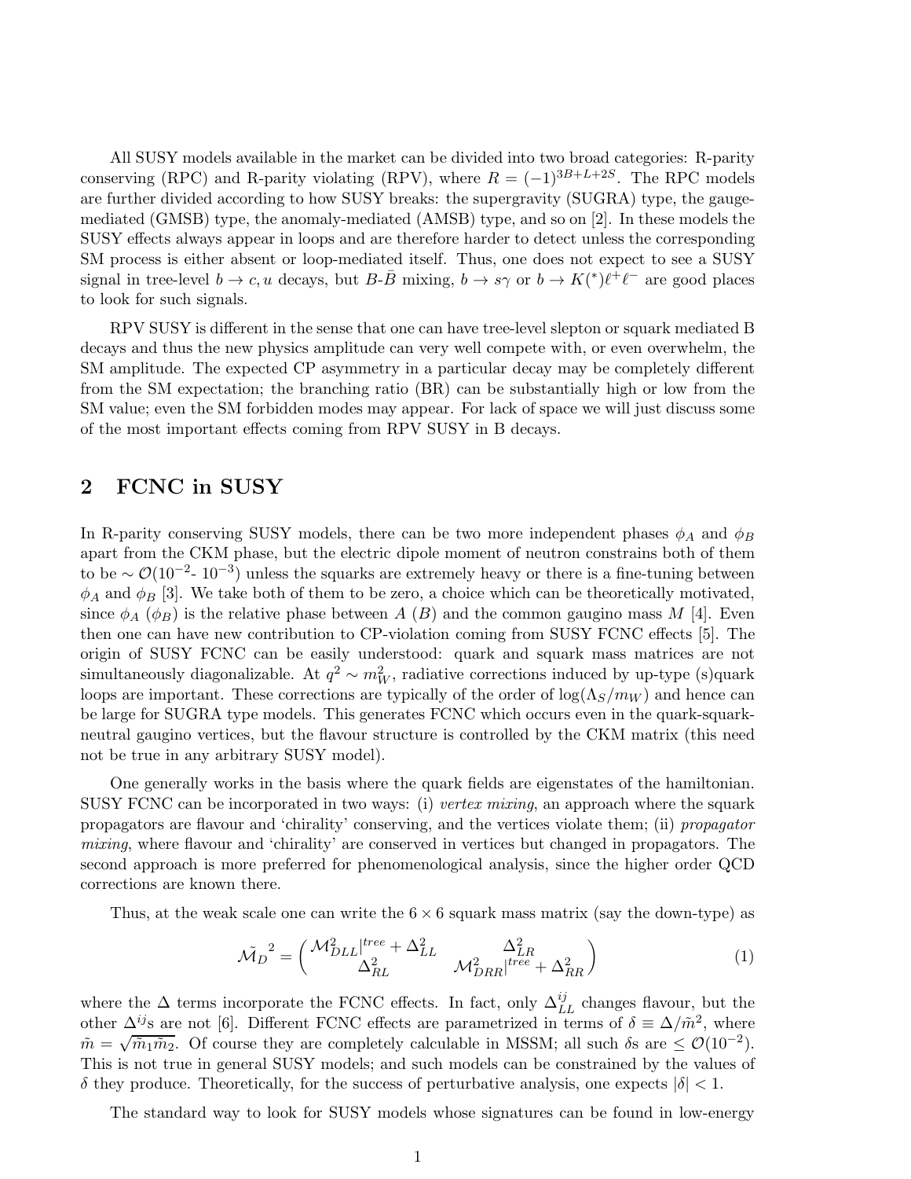All SUSY models available in the market can be divided into two broad categories: R-parity conserving (RPC) and R-parity violating (RPV), where $R = (-1)^{3B+L+2S}$. The RPC models are further divided according to how SUSY breaks: the supergravity (SUGRA) type, the gauge-mediated (GMSB) type, the anomaly-mediated (AMSB) type, and so on [2]. In these models the SUSY effects always appear in loops and are therefore harder to detect unless the corresponding SM process is either absent or loop-mediated itself. Thus, one does not expect to see a SUSY signal in tree-level $b \to c, u$ decays, but $B$-$\bar{B}$ mixing, $b \to s\gamma$ or $b \to K^{(*)}\ell^+\ell^-$ are good places to look for such signals.

RPV SUSY is different in the sense that one can have tree-level slepton or squark mediated B decays and thus the new physics amplitude can very well compete with, or even overwhelm, the SM amplitude. The expected CP asymmetry in a particular decay may be completely different from the SM expectation; the branching ratio (BR) can be substantially high or low from the SM value; even the SM forbidden modes may appear. For lack of space we will just discuss some of the most important effects coming from RPV SUSY in B decays.

## 2 FCNC in SUSY

In R-parity conserving SUSY models, there can be two more independent phases $\phi_A$ and $\phi_B$ apart from the CKM phase, but the electric dipole moment of neutron constrains both of them to be $\sim \mathcal{O}(10^{-2}$- $10^{-3})$ unless the squarks are extremely heavy or there is a fine-tuning between $\phi_A$ and $\phi_B$ [3]. We take both of them to be zero, a choice which can be theoretically motivated, since $\phi_A$ ($\phi_B$) is the relative phase between $A$ ($B$) and the common gaugino mass $M$ [4]. Even then one can have new contribution to CP-violation coming from SUSY FCNC effects [5]. The origin of SUSY FCNC can be easily understood: quark and squark mass matrices are not simultaneously diagonalizable. At $q^2 \sim m_W^2$, radiative corrections induced by up-type (s)quark loops are important. These corrections are typically of the order of $\log(\Lambda_S/m_W)$ and hence can be large for SUGRA type models. This generates FCNC which occurs even in the quark-squark-neutral gaugino vertices, but the flavour structure is controlled by the CKM matrix (this need not be true in any arbitrary SUSY model).

One generally works in the basis where the quark fields are eigenstates of the hamiltonian. SUSY FCNC can be incorporated in two ways: (i) *vertex mixing*, an approach where the squark propagators are flavour and 'chirality' conserving, and the vertices violate them; (ii) *propagator mixing*, where flavour and 'chirality' are conserved in vertices but changed in propagators. The second approach is more preferred for phenomenological analysis, since the higher order QCD corrections are known there.

Thus, at the weak scale one can write the $6 \times 6$ squark mass matrix (say the down-type) as

$$\tilde{\mathcal{M}_D}^2 = \begin{pmatrix} \mathcal{M}^2_{DLL}|^{tree} + \Delta^2_{LL} & \Delta^2_{LR} \\ \Delta^2_{RL} & \mathcal{M}^2_{DRR}|^{tree} + \Delta^2_{RR} \end{pmatrix} \tag{1}$$

where the $\Delta$ terms incorporate the FCNC effects. In fact, only $\Delta^{ij}_{LL}$ changes flavour, but the other $\Delta^{ij}$s are not [6]. Different FCNC effects are parametrized in terms of $\delta \equiv \Delta/\tilde{m}^2$, where $\tilde{m} = \sqrt{\tilde{m}_1 \tilde{m}_2}$. Of course they are completely calculable in MSSM; all such $\delta$s are $\leq \mathcal{O}(10^{-2})$. This is not true in general SUSY models; and such models can be constrained by the values of $\delta$ they produce. Theoretically, for the success of perturbative analysis, one expects $|\delta| < 1$.

The standard way to look for SUSY models whose signatures can be found in low-energy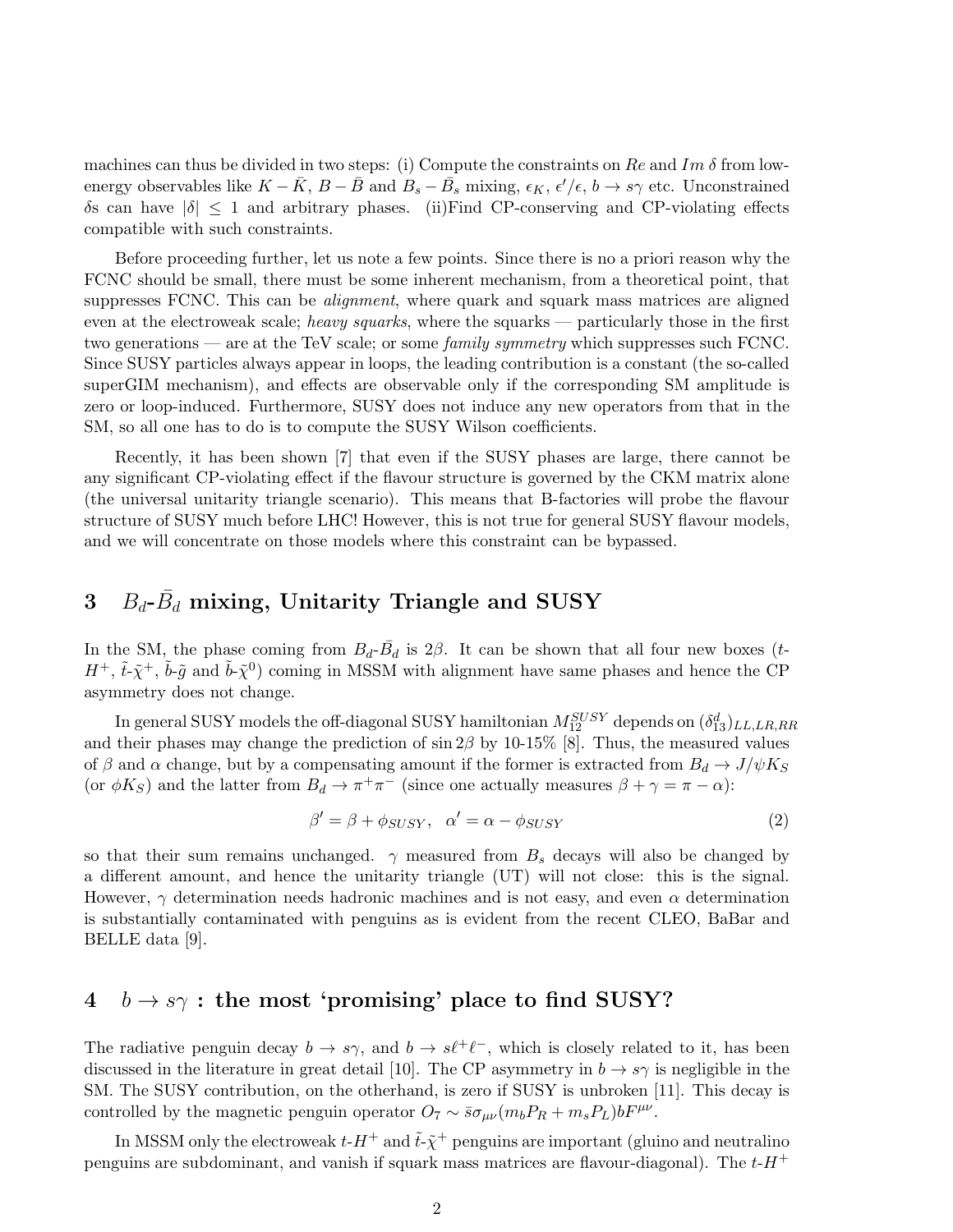machines can thus be divided in two steps: (i) Compute the constraints on $Re$ and $Im\ \delta$ from low-energy observables like $K-\bar{K}$, $B-\bar{B}$ and $B_s-\bar{B}_s$ mixing, $\epsilon_K$, $\epsilon'/\epsilon$, $b \to s\gamma$ etc. Unconstrained $\delta$s can have $|\delta| \leq 1$ and arbitrary phases. (ii)Find CP-conserving and CP-violating effects compatible with such constraints.

Before proceeding further, let us note a few points. Since there is no a priori reason why the FCNC should be small, there must be some inherent mechanism, from a theoretical point, that suppresses FCNC. This can be *alignment*, where quark and squark mass matrices are aligned even at the electroweak scale; *heavy squarks*, where the squarks — particularly those in the first two generations — are at the TeV scale; or some *family symmetry* which suppresses such FCNC. Since SUSY particles always appear in loops, the leading contribution is a constant (the so-called superGIM mechanism), and effects are observable only if the corresponding SM amplitude is zero or loop-induced. Furthermore, SUSY does not induce any new operators from that in the SM, so all one has to do is to compute the SUSY Wilson coefficients.

Recently, it has been shown [7] that even if the SUSY phases are large, there cannot be any significant CP-violating effect if the flavour structure is governed by the CKM matrix alone (the universal unitarity triangle scenario). This means that B-factories will probe the flavour structure of SUSY much before LHC! However, this is not true for general SUSY flavour models, and we will concentrate on those models where this constraint can be bypassed.

## 3 $B_d$-$\bar{B}_d$ mixing, Unitarity Triangle and SUSY

In the SM, the phase coming from $B_d$-$\bar{B}_d$ is $2\beta$. It can be shown that all four new boxes ($t$-$H^+$, $\tilde{t}$-$\tilde{\chi}^+$, $\tilde{b}$-$\tilde{g}$ and $\tilde{b}$-$\tilde{\chi}^0$) coming in MSSM with alignment have same phases and hence the CP asymmetry does not change.

In general SUSY models the off-diagonal SUSY hamiltonian $M_{12}^{SUSY}$ depends on $(\delta_{13}^d)_{LL,LR,RR}$ and their phases may change the prediction of $\sin 2\beta$ by 10-15% [8]. Thus, the measured values of $\beta$ and $\alpha$ change, but by a compensating amount if the former is extracted from $B_d \to J/\psi K_S$ (or $\phi K_S$) and the latter from $B_d \to \pi^+\pi^-$ (since one actually measures $\beta + \gamma = \pi - \alpha$):

$$\beta' = \beta + \phi_{SUSY}, \quad \alpha' = \alpha - \phi_{SUSY} \tag{2}$$

so that their sum remains unchanged. $\gamma$ measured from $B_s$ decays will also be changed by a different amount, and hence the unitarity triangle (UT) will not close: this is the signal. However, $\gamma$ determination needs hadronic machines and is not easy, and even $\alpha$ determination is substantially contaminated with penguins as is evident from the recent CLEO, BaBar and BELLE data [9].

## 4 $b \to s\gamma$ : the most 'promising' place to find SUSY?

The radiative penguin decay $b \to s\gamma$, and $b \to s\ell^+\ell^-$, which is closely related to it, has been discussed in the literature in great detail [10]. The CP asymmetry in $b \to s\gamma$ is negligible in the SM. The SUSY contribution, on the otherhand, is zero if SUSY is unbroken [11]. This decay is controlled by the magnetic penguin operator $O_7 \sim \bar{s}\sigma_{\mu\nu}(m_b P_R + m_s P_L) b F^{\mu\nu}$.

In MSSM only the electroweak $t$-$H^+$ and $\tilde{t}$-$\tilde{\chi}^+$ penguins are important (gluino and neutralino penguins are subdominant, and vanish if squark mass matrices are flavour-diagonal). The $t$-$H^+$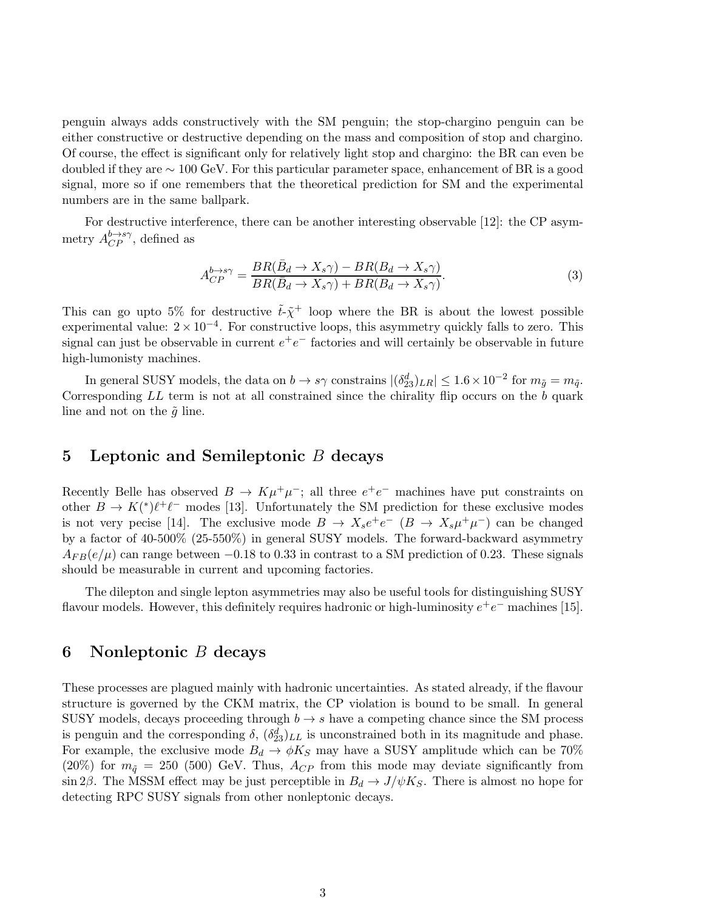penguin always adds constructively with the SM penguin; the stop-chargino penguin can be either constructive or destructive depending on the mass and composition of stop and chargino. Of course, the effect is significant only for relatively light stop and chargino: the BR can even be doubled if they are $\sim 100$ GeV. For this particular parameter space, enhancement of BR is a good signal, more so if one remembers that the theoretical prediction for SM and the experimental numbers are in the same ballpark.

For destructive interference, there can be another interesting observable [12]: the CP asymmetry $A_{CP}^{b\to s\gamma}$, defined as

$$A_{CP}^{b\to s\gamma} = \frac{BR(\bar{B}_d \to X_s\gamma) - BR(B_d \to X_s\gamma)}{BR(\bar{B}_d \to X_s\gamma) + BR(B_d \to X_s\gamma)}. \tag{3}$$

This can go upto 5% for destructive $\tilde{t}$-$\tilde{\chi}^+$ loop where the BR is about the lowest possible experimental value: $2 \times 10^{-4}$. For constructive loops, this asymmetry quickly falls to zero. This signal can just be observable in current $e^+e^-$ factories and will certainly be observable in future high-lumonisty machines.

In general SUSY models, the data on $b \to s\gamma$ constrains $|(\delta_{23}^d)_{LR}| \leq 1.6 \times 10^{-2}$ for $m_{\tilde{g}} = m_{\tilde{q}}$. Corresponding $LL$ term is not at all constrained since the chirality flip occurs on the $b$ quark line and not on the $\tilde{g}$ line.

## 5 Leptonic and Semileptonic $B$ decays

Recently Belle has observed $B \to K\mu^+\mu^-$; all three $e^+e^-$ machines have put constraints on other $B \to K(^*)\ell^+\ell^-$ modes [13]. Unfortunately the SM prediction for these exclusive modes is not very pecise [14]. The exclusive mode $B \to X_s e^+e^-$ ($B \to X_s\mu^+\mu^-$) can be changed by a factor of 40-500% (25-550%) in general SUSY models. The forward-backward asymmetry $A_{FB}(e/\mu)$ can range between $-0.18$ to $0.33$ in contrast to a SM prediction of 0.23. These signals should be measurable in current and upcoming factories.

The dilepton and single lepton asymmetries may also be useful tools for distinguishing SUSY flavour models. However, this definitely requires hadronic or high-luminosity $e^+e^-$ machines [15].

## 6 Nonleptonic $B$ decays

These processes are plagued mainly with hadronic uncertainties. As stated already, if the flavour structure is governed by the CKM matrix, the CP violation is bound to be small. In general SUSY models, decays proceeding through $b \to s$ have a competing chance since the SM process is penguin and the corresponding $\delta$, $(\delta_{23}^d)_{LL}$ is unconstrained both in its magnitude and phase. For example, the exclusive mode $B_d \to \phi K_S$ may have a SUSY amplitude which can be 70% (20%) for $m_{\tilde{q}} = 250$ (500) GeV. Thus, $A_{CP}$ from this mode may deviate significantly from $\sin 2\beta$. The MSSM effect may be just perceptible in $B_d \to J/\psi K_S$. There is almost no hope for detecting RPC SUSY signals from other nonleptonic decays.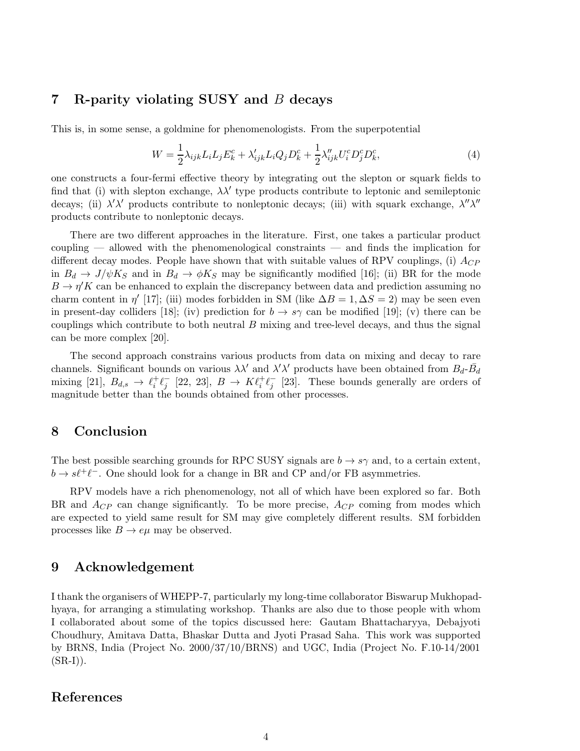## 7 R-parity violating SUSY and $B$ decays

This is, in some sense, a goldmine for phenomenologists. From the superpotential

$$W = \frac{1}{2}\lambda_{ijk} L_i L_j E_k^c + \lambda'_{ijk} L_i Q_j D_k^c + \frac{1}{2}\lambda''_{ijk} U_i^c D_j^c D_k^c, \tag{4}$$

one constructs a four-fermi effective theory by integrating out the slepton or squark fields to find that (i) with slepton exchange, $\lambda\lambda'$ type products contribute to leptonic and semileptonic decays; (ii) $\lambda'\lambda'$ products contribute to nonleptonic decays; (iii) with squark exchange, $\lambda''\lambda''$ products contribute to nonleptonic decays.

There are two different approaches in the literature. First, one takes a particular product coupling — allowed with the phenomenological constraints — and finds the implication for different decay modes. People have shown that with suitable values of RPV couplings, (i) $A_{CP}$ in $B_d \to J/\psi K_S$ and in $B_d \to \phi K_S$ may be significantly modified [16]; (ii) BR for the mode $B \to \eta' K$ can be enhanced to explain the discrepancy between data and prediction assuming no charm content in $\eta'$ [17]; (iii) modes forbidden in SM (like $\Delta B = 1, \Delta S = 2$) may be seen even in present-day colliders [18]; (iv) prediction for $b \to s\gamma$ can be modified [19]; (v) there can be couplings which contribute to both neutral $B$ mixing and tree-level decays, and thus the signal can be more complex [20].

The second approach constrains various products from data on mixing and decay to rare channels. Significant bounds on various $\lambda\lambda'$ and $\lambda'\lambda'$ products have been obtained from $B_d$-$\bar{B}_d$ mixing [21], $B_{d,s} \to \ell_i^+ \ell_j^-$ [22, 23], $B \to K \ell_i^+ \ell_j^-$ [23]. These bounds generally are orders of magnitude better than the bounds obtained from other processes.

## 8 Conclusion

The best possible searching grounds for RPC SUSY signals are $b \to s\gamma$ and, to a certain extent, $b \to s\ell^+\ell^-$. One should look for a change in BR and CP and/or FB asymmetries.

RPV models have a rich phenomenology, not all of which have been explored so far. Both BR and $A_{CP}$ can change significantly. To be more precise, $A_{CP}$ coming from modes which are expected to yield same result for SM may give completely different results. SM forbidden processes like $B \to e\mu$ may be observed.

## 9 Acknowledgement

I thank the organisers of WHEPP-7, particularly my long-time collaborator Biswarup Mukhopadhyaya, for arranging a stimulating workshop. Thanks are also due to those people with whom I collaborated about some of the topics discussed here: Gautam Bhattacharyya, Debajyoti Choudhury, Amitava Datta, Bhaskar Dutta and Jyoti Prasad Saha. This work was supported by BRNS, India (Project No. 2000/37/10/BRNS) and UGC, India (Project No. F.10-14/2001 (SR-I)).

## References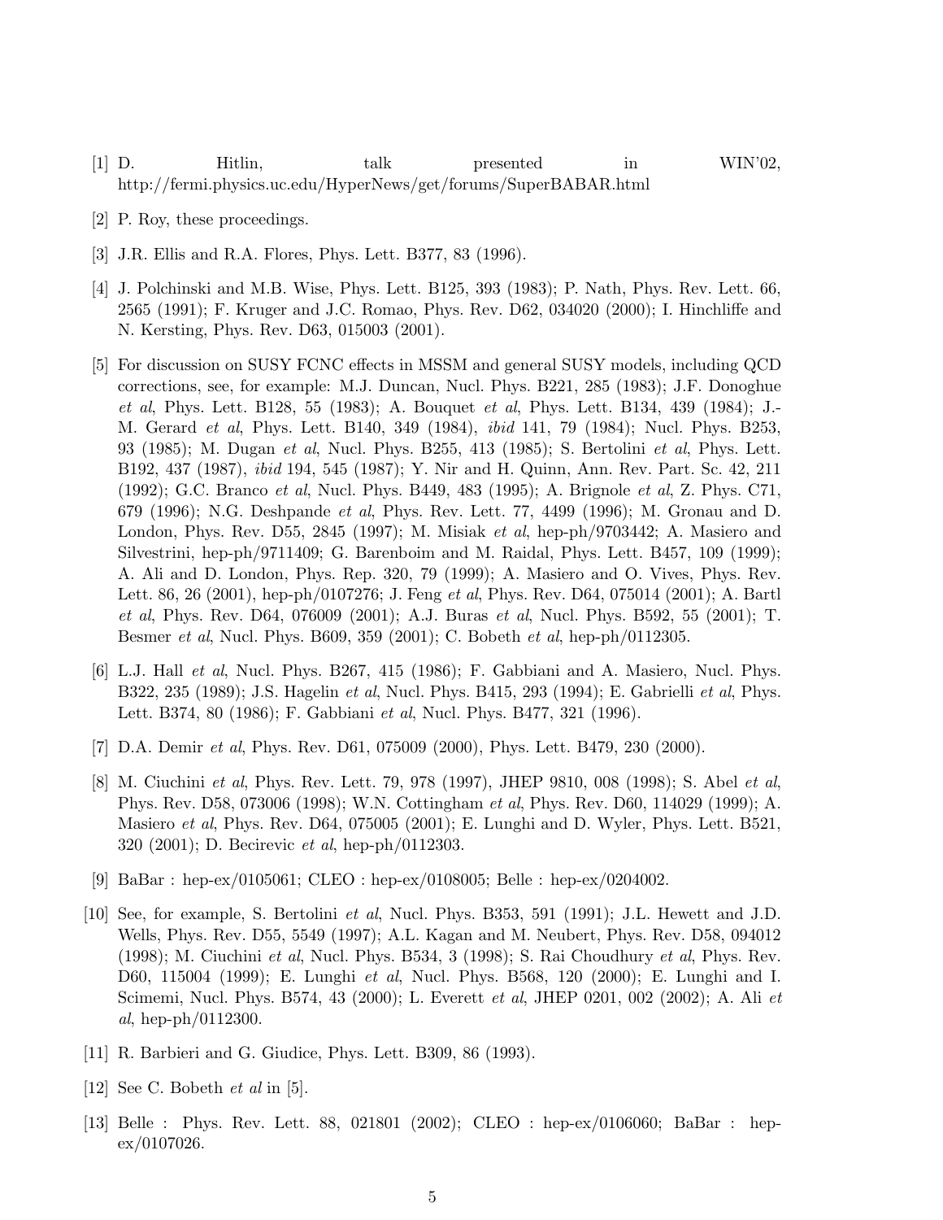[1] D. Hitlin, talk presented in WIN'02, http://fermi.physics.uc.edu/HyperNews/get/forums/SuperBABAR.html

[2] P. Roy, these proceedings.

[3] J.R. Ellis and R.A. Flores, Phys. Lett. B377, 83 (1996).

[4] J. Polchinski and M.B. Wise, Phys. Lett. B125, 393 (1983); P. Nath, Phys. Rev. Lett. 66, 2565 (1991); F. Kruger and J.C. Romao, Phys. Rev. D62, 034020 (2000); I. Hinchliffe and N. Kersting, Phys. Rev. D63, 015003 (2001).

[5] For discussion on SUSY FCNC effects in MSSM and general SUSY models, including QCD corrections, see, for example: M.J. Duncan, Nucl. Phys. B221, 285 (1983); J.F. Donoghue *et al*, Phys. Lett. B128, 55 (1983); A. Bouquet *et al*, Phys. Lett. B134, 439 (1984); J.-M. Gerard *et al*, Phys. Lett. B140, 349 (1984), *ibid* 141, 79 (1984); Nucl. Phys. B253, 93 (1985); M. Dugan *et al*, Nucl. Phys. B255, 413 (1985); S. Bertolini *et al*, Phys. Lett. B192, 437 (1987), *ibid* 194, 545 (1987); Y. Nir and H. Quinn, Ann. Rev. Part. Sc. 42, 211 (1992); G.C. Branco *et al*, Nucl. Phys. B449, 483 (1995); A. Brignole *et al*, Z. Phys. C71, 679 (1996); N.G. Deshpande *et al*, Phys. Rev. Lett. 77, 4499 (1996); M. Gronau and D. London, Phys. Rev. D55, 2845 (1997); M. Misiak *et al*, hep-ph/9703442; A. Masiero and Silvestrini, hep-ph/9711409; G. Barenboim and M. Raidal, Phys. Lett. B457, 109 (1999); A. Ali and D. London, Phys. Rep. 320, 79 (1999); A. Masiero and O. Vives, Phys. Rev. Lett. 86, 26 (2001), hep-ph/0107276; J. Feng *et al*, Phys. Rev. D64, 075014 (2001); A. Bartl *et al*, Phys. Rev. D64, 076009 (2001); A.J. Buras *et al*, Nucl. Phys. B592, 55 (2001); T. Besmer *et al*, Nucl. Phys. B609, 359 (2001); C. Bobeth *et al*, hep-ph/0112305.

[6] L.J. Hall *et al*, Nucl. Phys. B267, 415 (1986); F. Gabbiani and A. Masiero, Nucl. Phys. B322, 235 (1989); J.S. Hagelin *et al*, Nucl. Phys. B415, 293 (1994); E. Gabrielli *et al*, Phys. Lett. B374, 80 (1986); F. Gabbiani *et al*, Nucl. Phys. B477, 321 (1996).

[7] D.A. Demir *et al*, Phys. Rev. D61, 075009 (2000), Phys. Lett. B479, 230 (2000).

[8] M. Ciuchini *et al*, Phys. Rev. Lett. 79, 978 (1997), JHEP 9810, 008 (1998); S. Abel *et al*, Phys. Rev. D58, 073006 (1998); W.N. Cottingham *et al*, Phys. Rev. D60, 114029 (1999); A. Masiero *et al*, Phys. Rev. D64, 075005 (2001); E. Lunghi and D. Wyler, Phys. Lett. B521, 320 (2001); D. Becirevic *et al*, hep-ph/0112303.

[9] BaBar : hep-ex/0105061; CLEO : hep-ex/0108005; Belle : hep-ex/0204002.

[10] See, for example, S. Bertolini *et al*, Nucl. Phys. B353, 591 (1991); J.L. Hewett and J.D. Wells, Phys. Rev. D55, 5549 (1997); A.L. Kagan and M. Neubert, Phys. Rev. D58, 094012 (1998); M. Ciuchini *et al*, Nucl. Phys. B534, 3 (1998); S. Rai Choudhury *et al*, Phys. Rev. D60, 115004 (1999); E. Lunghi *et al*, Nucl. Phys. B568, 120 (2000); E. Lunghi and I. Scimemi, Nucl. Phys. B574, 43 (2000); L. Everett *et al*, JHEP 0201, 002 (2002); A. Ali *et al*, hep-ph/0112300.

[11] R. Barbieri and G. Giudice, Phys. Lett. B309, 86 (1993).

[12] See C. Bobeth *et al* in [5].

[13] Belle : Phys. Rev. Lett. 88, 021801 (2002); CLEO : hep-ex/0106060; BaBar : hep-ex/0107026.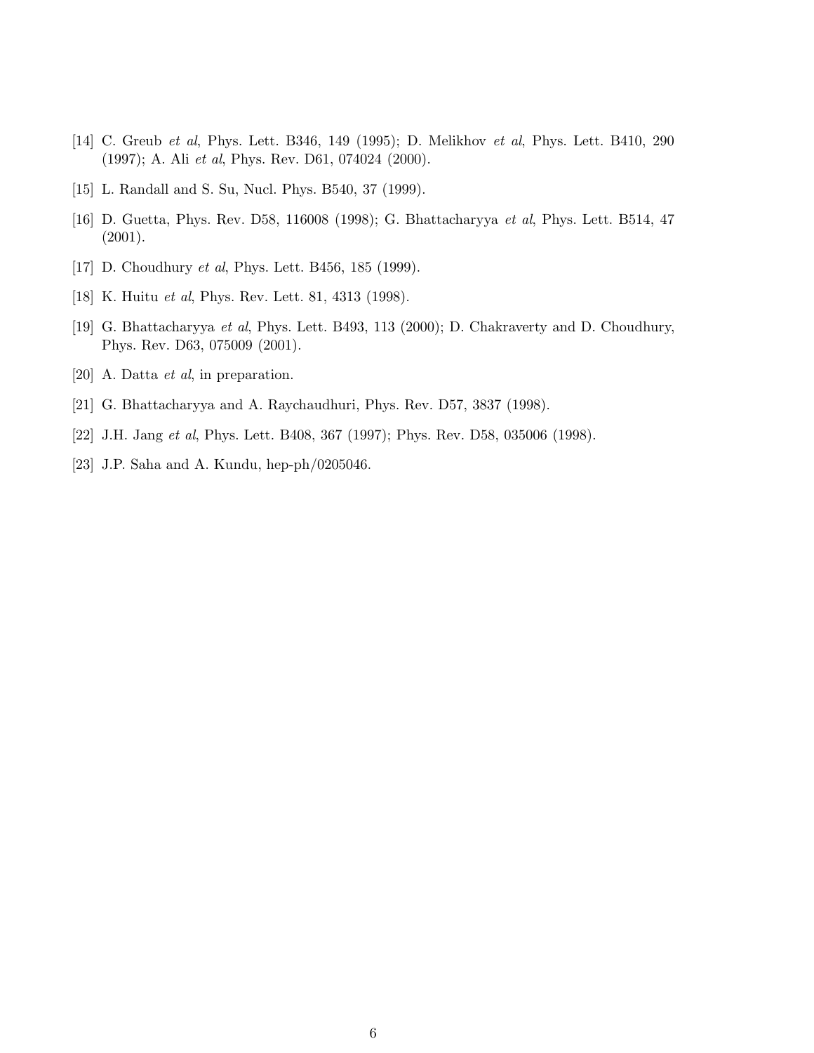[14] C. Greub *et al*, Phys. Lett. B346, 149 (1995); D. Melikhov *et al*, Phys. Lett. B410, 290 (1997); A. Ali *et al*, Phys. Rev. D61, 074024 (2000).

[15] L. Randall and S. Su, Nucl. Phys. B540, 37 (1999).

[16] D. Guetta, Phys. Rev. D58, 116008 (1998); G. Bhattacharyya *et al*, Phys. Lett. B514, 47 (2001).

[17] D. Choudhury *et al*, Phys. Lett. B456, 185 (1999).

[18] K. Huitu *et al*, Phys. Rev. Lett. 81, 4313 (1998).

[19] G. Bhattacharyya *et al*, Phys. Lett. B493, 113 (2000); D. Chakraverty and D. Choudhury, Phys. Rev. D63, 075009 (2001).

[20] A. Datta *et al*, in preparation.

[21] G. Bhattacharyya and A. Raychaudhuri, Phys. Rev. D57, 3837 (1998).

[22] J.H. Jang *et al*, Phys. Lett. B408, 367 (1997); Phys. Rev. D58, 035006 (1998).

[23] J.P. Saha and A. Kundu, hep-ph/0205046.